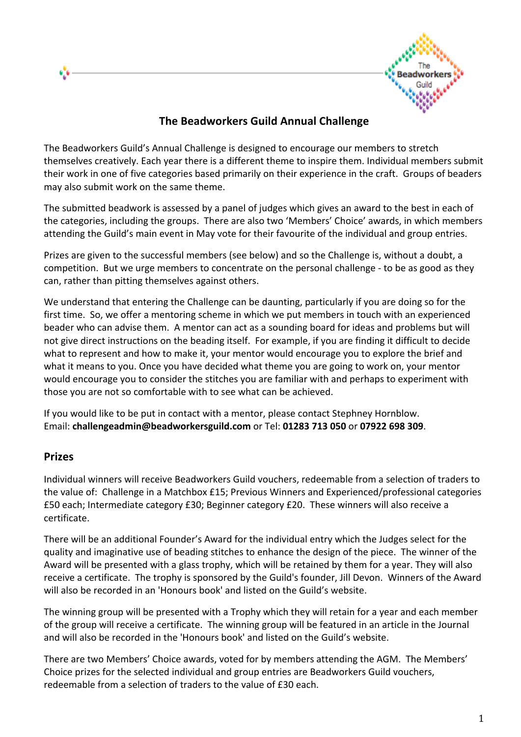# The Beadworkers Guild Annual Challenge

The Beadworkers Guild's Annual Challenge is designed to encourage our members to stretch themselves creatively. Each year there is a different theme to inspire them. Individual members submit their work in one of five categories based primarily on their experience in the craft. Groups of beaders may also submit work on the same theme.

The submitted beadwork is assessed by a panel of judges which gives an award to the best in each of the categories, including the groups. There are also two 'Members' Choice' awards, in which members attending the Guild's main event in May vote for their favourite of the individual and group entries.

Prizes are given to the successful members (see below) and so the Challenge is, without a doubt, a competition. But we urge members to concentrate on the personal challenge - to be as good as they can, rather than pitting themselves against others.

We understand that entering the Challenge can be daunting, particularly if you are doing so for the first time. So, we offer a mentoring scheme in which we put members in touch with an experienced beader who can advise them. A mentor can act as a sounding board for ideas and problems but will not give direct instructions on the beading itself. For example, if you are finding it difficult to decide what to represent and how to make it, your mentor would encourage you to explore the brief and what it means to you. Once you have decided what theme you are going to work on, your mentor would encourage you to consider the stitches you are familiar with and perhaps to experiment with those you are not so comfortable with to see what can be achieved.

If you would like to be put in contact with a mentor, please contact Stephney Hornblow.
Email: **challengeadmin@beadworkersguild.com** or Tel: **01283 713 050** or **07922 698 309**.

## Prizes

Individual winners will receive Beadworkers Guild vouchers, redeemable from a selection of traders to the value of: Challenge in a Matchbox £15; Previous Winners and Experienced/professional categories £50 each; Intermediate category £30; Beginner category £20. These winners will also receive a certificate.

There will be an additional Founder's Award for the individual entry which the Judges select for the quality and imaginative use of beading stitches to enhance the design of the piece. The winner of the Award will be presented with a glass trophy, which will be retained by them for a year. They will also receive a certificate. The trophy is sponsored by the Guild's founder, Jill Devon. Winners of the Award will also be recorded in an 'Honours book' and listed on the Guild's website.

The winning group will be presented with a Trophy which they will retain for a year and each member of the group will receive a certificate. The winning group will be featured in an article in the Journal and will also be recorded in the 'Honours book' and listed on the Guild's website.

There are two Members' Choice awards, voted for by members attending the AGM. The Members' Choice prizes for the selected individual and group entries are Beadworkers Guild vouchers, redeemable from a selection of traders to the value of £30 each.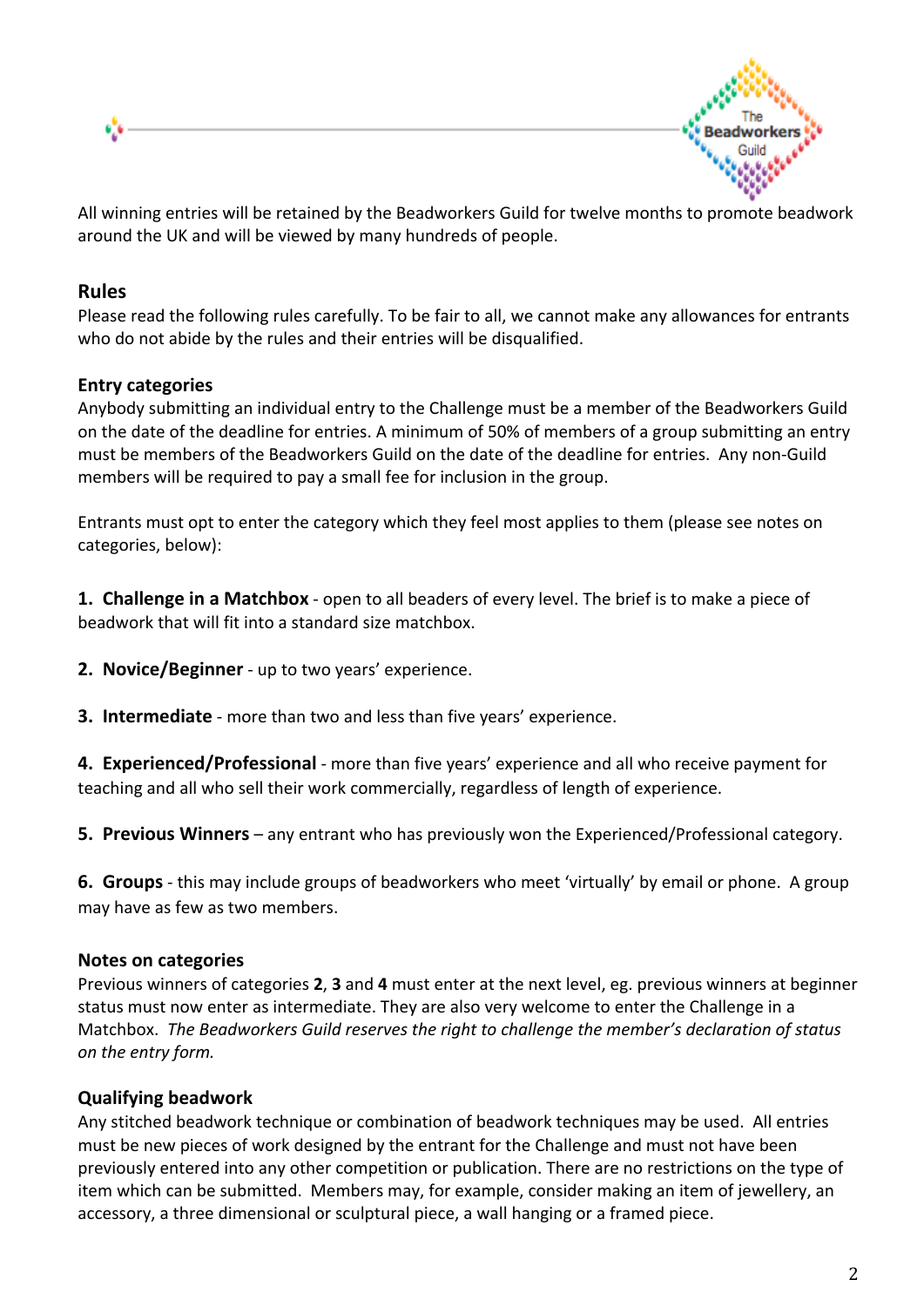All winning entries will be retained by the Beadworkers Guild for twelve months to promote beadwork around the UK and will be viewed by many hundreds of people.

## Rules

Please read the following rules carefully. To be fair to all, we cannot make any allowances for entrants who do not abide by the rules and their entries will be disqualified.

### Entry categories

Anybody submitting an individual entry to the Challenge must be a member of the Beadworkers Guild on the date of the deadline for entries. A minimum of 50% of members of a group submitting an entry must be members of the Beadworkers Guild on the date of the deadline for entries. Any non-Guild members will be required to pay a small fee for inclusion in the group.

Entrants must opt to enter the category which they feel most applies to them (please see notes on categories, below):

1. **Challenge in a Matchbox** - open to all beaders of every level. The brief is to make a piece of beadwork that will fit into a standard size matchbox.

2. **Novice/Beginner** - up to two years' experience.

3. **Intermediate** - more than two and less than five years' experience.

4. **Experienced/Professional** - more than five years' experience and all who receive payment for teaching and all who sell their work commercially, regardless of length of experience.

5. **Previous Winners** – any entrant who has previously won the Experienced/Professional category.

6. **Groups** - this may include groups of beadworkers who meet 'virtually' by email or phone. A group may have as few as two members.

### Notes on categories

Previous winners of categories **2**, **3** and **4** must enter at the next level, eg. previous winners at beginner status must now enter as intermediate. They are also very welcome to enter the Challenge in a Matchbox. *The Beadworkers Guild reserves the right to challenge the member's declaration of status on the entry form.*

### Qualifying beadwork

Any stitched beadwork technique or combination of beadwork techniques may be used. All entries must be new pieces of work designed by the entrant for the Challenge and must not have been previously entered into any other competition or publication. There are no restrictions on the type of item which can be submitted. Members may, for example, consider making an item of jewellery, an accessory, a three dimensional or sculptural piece, a wall hanging or a framed piece.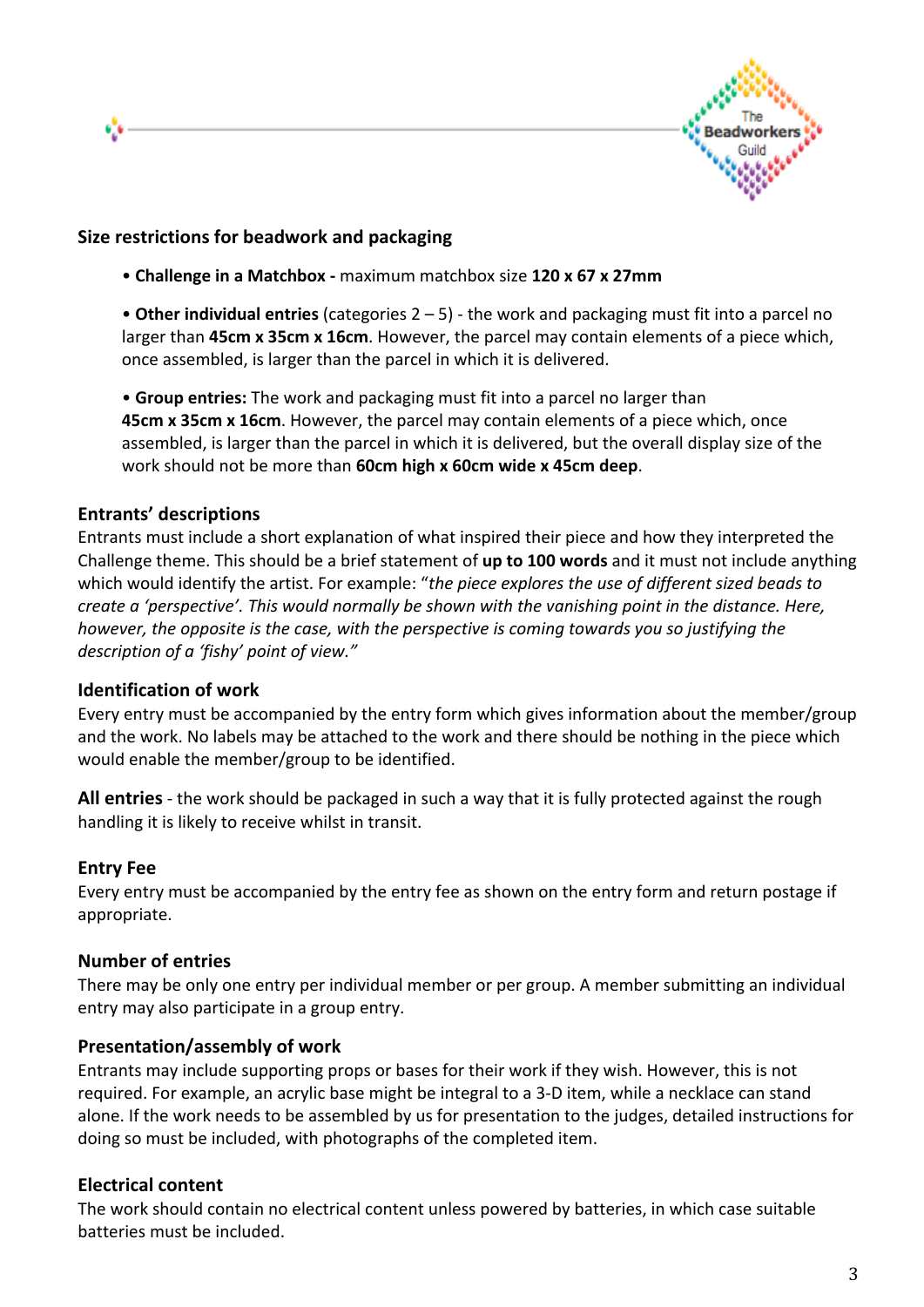### Size restrictions for beadwork and packaging

- **Challenge in a Matchbox -** maximum matchbox size **120 x 67 x 27mm**
- **Other individual entries** (categories 2 – 5) - the work and packaging must fit into a parcel no larger than **45cm x 35cm x 16cm**. However, the parcel may contain elements of a piece which, once assembled, is larger than the parcel in which it is delivered.
- **Group entries:** The work and packaging must fit into a parcel no larger than **45cm x 35cm x 16cm**. However, the parcel may contain elements of a piece which, once assembled, is larger than the parcel in which it is delivered, but the overall display size of the work should not be more than **60cm high x 60cm wide x 45cm deep**.

### Entrants' descriptions

Entrants must include a short explanation of what inspired their piece and how they interpreted the Challenge theme. This should be a brief statement of **up to 100 words** and it must not include anything which would identify the artist. For example: "*the piece explores the use of different sized beads to create a 'perspective'. This would normally be shown with the vanishing point in the distance. Here, however, the opposite is the case, with the perspective is coming towards you so justifying the description of a 'fishy' point of view.*"

### Identification of work

Every entry must be accompanied by the entry form which gives information about the member/group and the work. No labels may be attached to the work and there should be nothing in the piece which would enable the member/group to be identified.

**All entries** - the work should be packaged in such a way that it is fully protected against the rough handling it is likely to receive whilst in transit.

### Entry Fee

Every entry must be accompanied by the entry fee as shown on the entry form and return postage if appropriate.

### Number of entries

There may be only one entry per individual member or per group. A member submitting an individual entry may also participate in a group entry.

### Presentation/assembly of work

Entrants may include supporting props or bases for their work if they wish. However, this is not required. For example, an acrylic base might be integral to a 3-D item, while a necklace can stand alone. If the work needs to be assembled by us for presentation to the judges, detailed instructions for doing so must be included, with photographs of the completed item.

### Electrical content

The work should contain no electrical content unless powered by batteries, in which case suitable batteries must be included.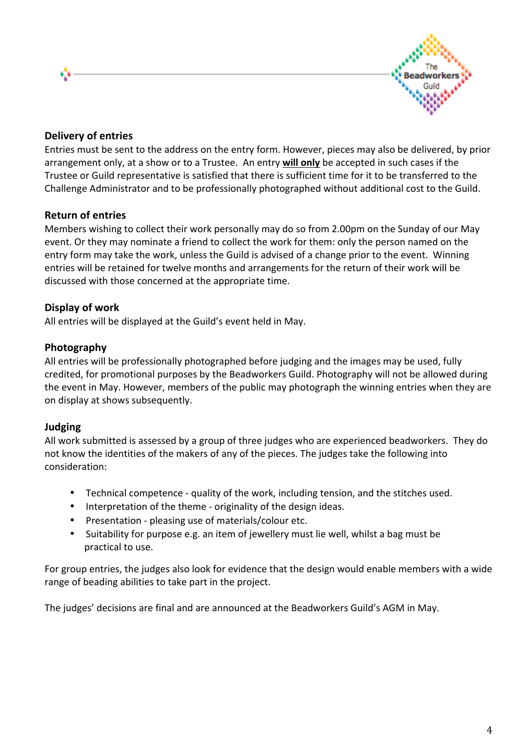## Delivery of entries

Entries must be sent to the address on the entry form. However, pieces may also be delivered, by prior arrangement only, at a show or to a Trustee. An entry **will only** be accepted in such cases if the Trustee or Guild representative is satisfied that there is sufficient time for it to be transferred to the Challenge Administrator and to be professionally photographed without additional cost to the Guild.

## Return of entries

Members wishing to collect their work personally may do so from 2.00pm on the Sunday of our May event. Or they may nominate a friend to collect the work for them: only the person named on the entry form may take the work, unless the Guild is advised of a change prior to the event. Winning entries will be retained for twelve months and arrangements for the return of their work will be discussed with those concerned at the appropriate time.

## Display of work

All entries will be displayed at the Guild's event held in May.

## Photography

All entries will be professionally photographed before judging and the images may be used, fully credited, for promotional purposes by the Beadworkers Guild. Photography will not be allowed during the event in May. However, members of the public may photograph the winning entries when they are on display at shows subsequently.

## Judging

All work submitted is assessed by a group of three judges who are experienced beadworkers. They do not know the identities of the makers of any of the pieces. The judges take the following into consideration:

- Technical competence - quality of the work, including tension, and the stitches used.
- Interpretation of the theme - originality of the design ideas.
- Presentation - pleasing use of materials/colour etc.
- Suitability for purpose e.g. an item of jewellery must lie well, whilst a bag must be practical to use.

For group entries, the judges also look for evidence that the design would enable members with a wide range of beading abilities to take part in the project.

The judges' decisions are final and are announced at the Beadworkers Guild's AGM in May.